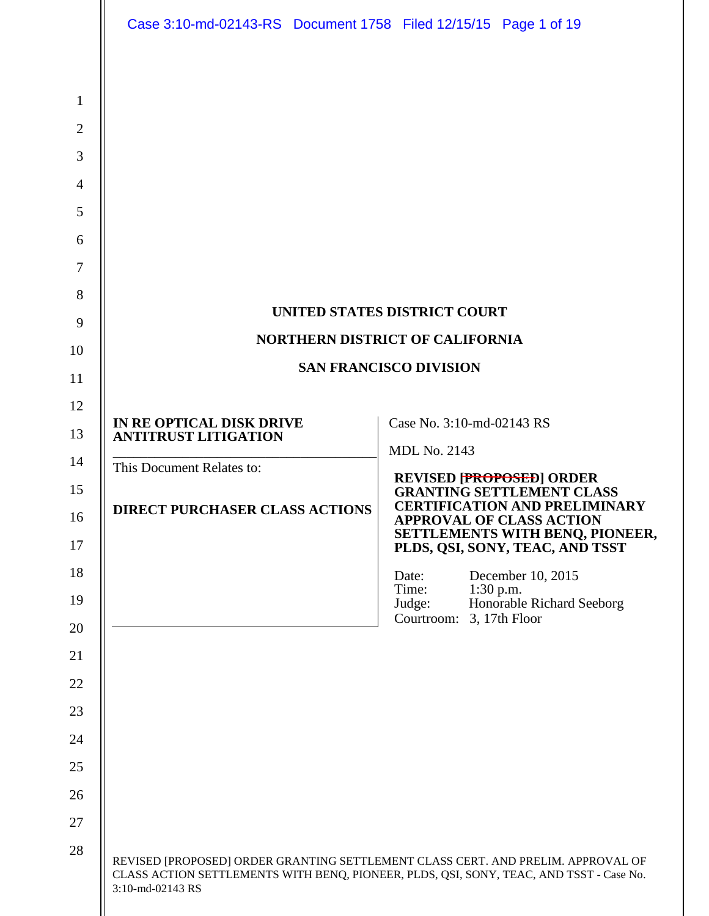**UNITED STATES DISTRICT COURT**

**NORTHERN DISTRICT OF CALIFORNIA**

**SAN FRANCISCO DIVISION**

| | |
|---|---|
| **IN RE OPTICAL DISK DRIVE ANTITRUST LITIGATION** | Case No. 3:10-md-02143 RS |
| This Document Relates to: | MDL No. 2143 |
| **DIRECT PURCHASER CLASS ACTIONS** | **REVISED ~~[PROPOSED]~~ ORDER GRANTING SETTLEMENT CLASS CERTIFICATION AND PRELIMINARY APPROVAL OF CLASS ACTION SETTLEMENTS WITH BENQ, PIONEER, PLDS, QSI, SONY, TEAC, AND TSST** |
| | Date: December 10, 2015<br>Time: 1:30 p.m.<br>Judge: Honorable Richard Seeborg<br>Courtroom: 3, 17th Floor |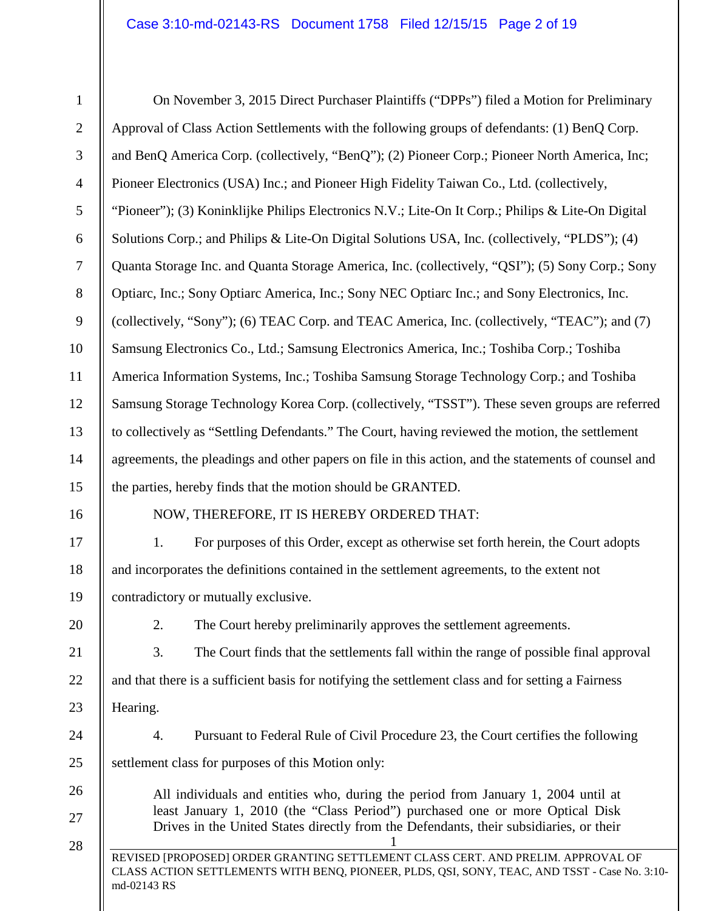On November 3, 2015 Direct Purchaser Plaintiffs ("DPPs") filed a Motion for Preliminary Approval of Class Action Settlements with the following groups of defendants: (1) BenQ Corp. and BenQ America Corp. (collectively, "BenQ"); (2) Pioneer Corp.; Pioneer North America, Inc; Pioneer Electronics (USA) Inc.; and Pioneer High Fidelity Taiwan Co., Ltd. (collectively, "Pioneer"); (3) Koninklijke Philips Electronics N.V.; Lite-On It Corp.; Philips & Lite-On Digital Solutions Corp.; and Philips & Lite-On Digital Solutions USA, Inc. (collectively, "PLDS"); (4) Quanta Storage Inc. and Quanta Storage America, Inc. (collectively, "QSI"); (5) Sony Corp.; Sony Optiarc, Inc.; Sony Optiarc America, Inc.; Sony NEC Optiarc Inc.; and Sony Electronics, Inc. (collectively, "Sony"); (6) TEAC Corp. and TEAC America, Inc. (collectively, "TEAC"); and (7) Samsung Electronics Co., Ltd.; Samsung Electronics America, Inc.; Toshiba Corp.; Toshiba America Information Systems, Inc.; Toshiba Samsung Storage Technology Corp.; and Toshiba Samsung Storage Technology Korea Corp. (collectively, "TSST"). These seven groups are referred to collectively as "Settling Defendants." The Court, having reviewed the motion, the settlement agreements, the pleadings and other papers on file in this action, and the statements of counsel and the parties, hereby finds that the motion should be GRANTED.

NOW, THEREFORE, IT IS HEREBY ORDERED THAT:

1. For purposes of this Order, except as otherwise set forth herein, the Court adopts and incorporates the definitions contained in the settlement agreements, to the extent not contradictory or mutually exclusive.

2. The Court hereby preliminarily approves the settlement agreements.

3. The Court finds that the settlements fall within the range of possible final approval and that there is a sufficient basis for notifying the settlement class and for setting a Fairness Hearing.

4. Pursuant to Federal Rule of Civil Procedure 23, the Court certifies the following settlement class for purposes of this Motion only:

> All individuals and entities who, during the period from January 1, 2004 until at least January 1, 2010 (the "Class Period") purchased one or more Optical Disk Drives in the United States directly from the Defendants, their subsidiaries, or their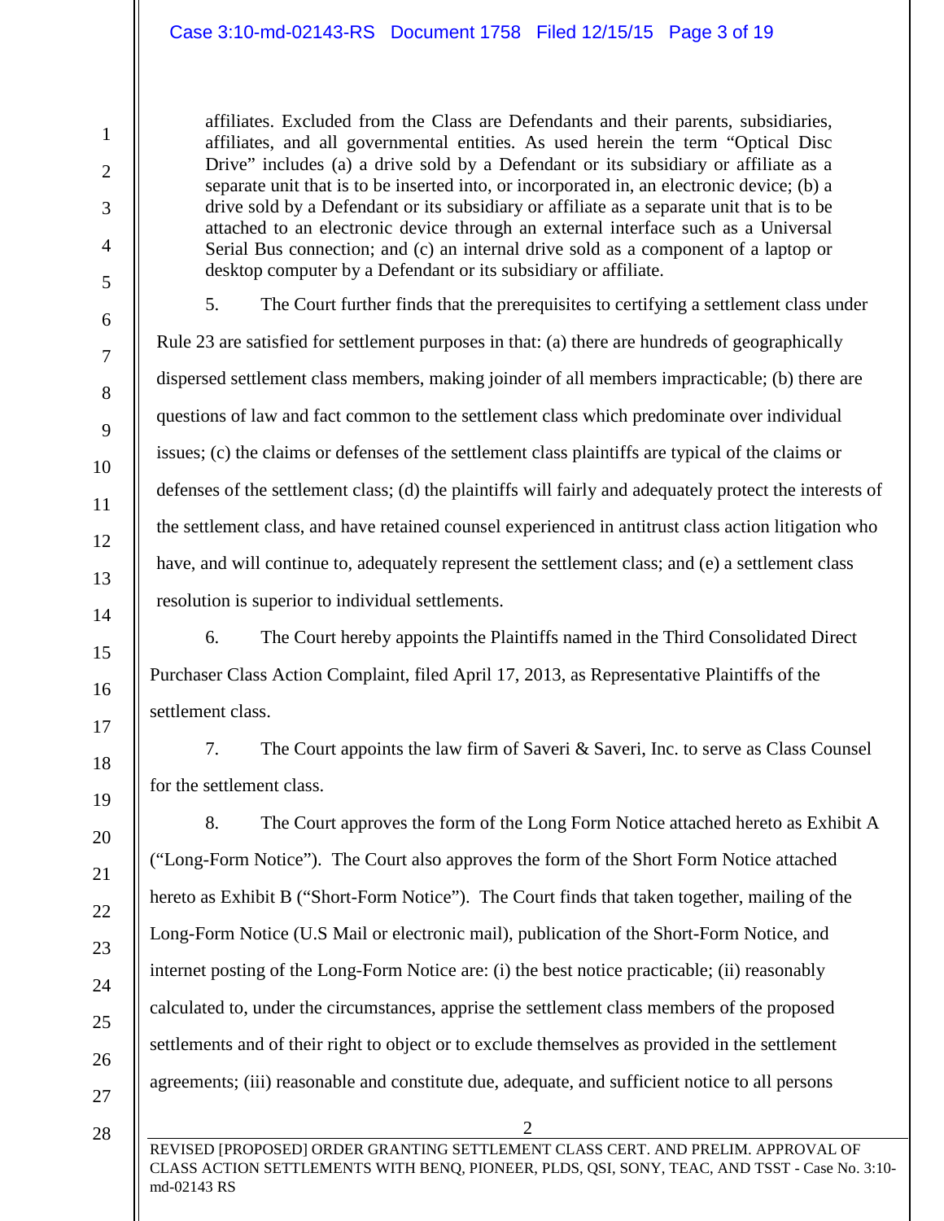affiliates. Excluded from the Class are Defendants and their parents, subsidiaries, affiliates, and all governmental entities. As used herein the term "Optical Disc Drive" includes (a) a drive sold by a Defendant or its subsidiary or affiliate as a separate unit that is to be inserted into, or incorporated in, an electronic device; (b) a drive sold by a Defendant or its subsidiary or affiliate as a separate unit that is to be attached to an electronic device through an external interface such as a Universal Serial Bus connection; and (c) an internal drive sold as a component of a laptop or desktop computer by a Defendant or its subsidiary or affiliate.

5. The Court further finds that the prerequisites to certifying a settlement class under Rule 23 are satisfied for settlement purposes in that: (a) there are hundreds of geographically dispersed settlement class members, making joinder of all members impracticable; (b) there are questions of law and fact common to the settlement class which predominate over individual issues; (c) the claims or defenses of the settlement class plaintiffs are typical of the claims or defenses of the settlement class; (d) the plaintiffs will fairly and adequately protect the interests of the settlement class, and have retained counsel experienced in antitrust class action litigation who have, and will continue to, adequately represent the settlement class; and (e) a settlement class resolution is superior to individual settlements.

6. The Court hereby appoints the Plaintiffs named in the Third Consolidated Direct Purchaser Class Action Complaint, filed April 17, 2013, as Representative Plaintiffs of the settlement class.

7. The Court appoints the law firm of Saveri & Saveri, Inc. to serve as Class Counsel for the settlement class.

8. The Court approves the form of the Long Form Notice attached hereto as Exhibit A ("Long-Form Notice"). The Court also approves the form of the Short Form Notice attached hereto as Exhibit B ("Short-Form Notice"). The Court finds that taken together, mailing of the Long-Form Notice (U.S Mail or electronic mail), publication of the Short-Form Notice, and internet posting of the Long-Form Notice are: (i) the best notice practicable; (ii) reasonably calculated to, under the circumstances, apprise the settlement class members of the proposed settlements and of their right to object or to exclude themselves as provided in the settlement agreements; (iii) reasonable and constitute due, adequate, and sufficient notice to all persons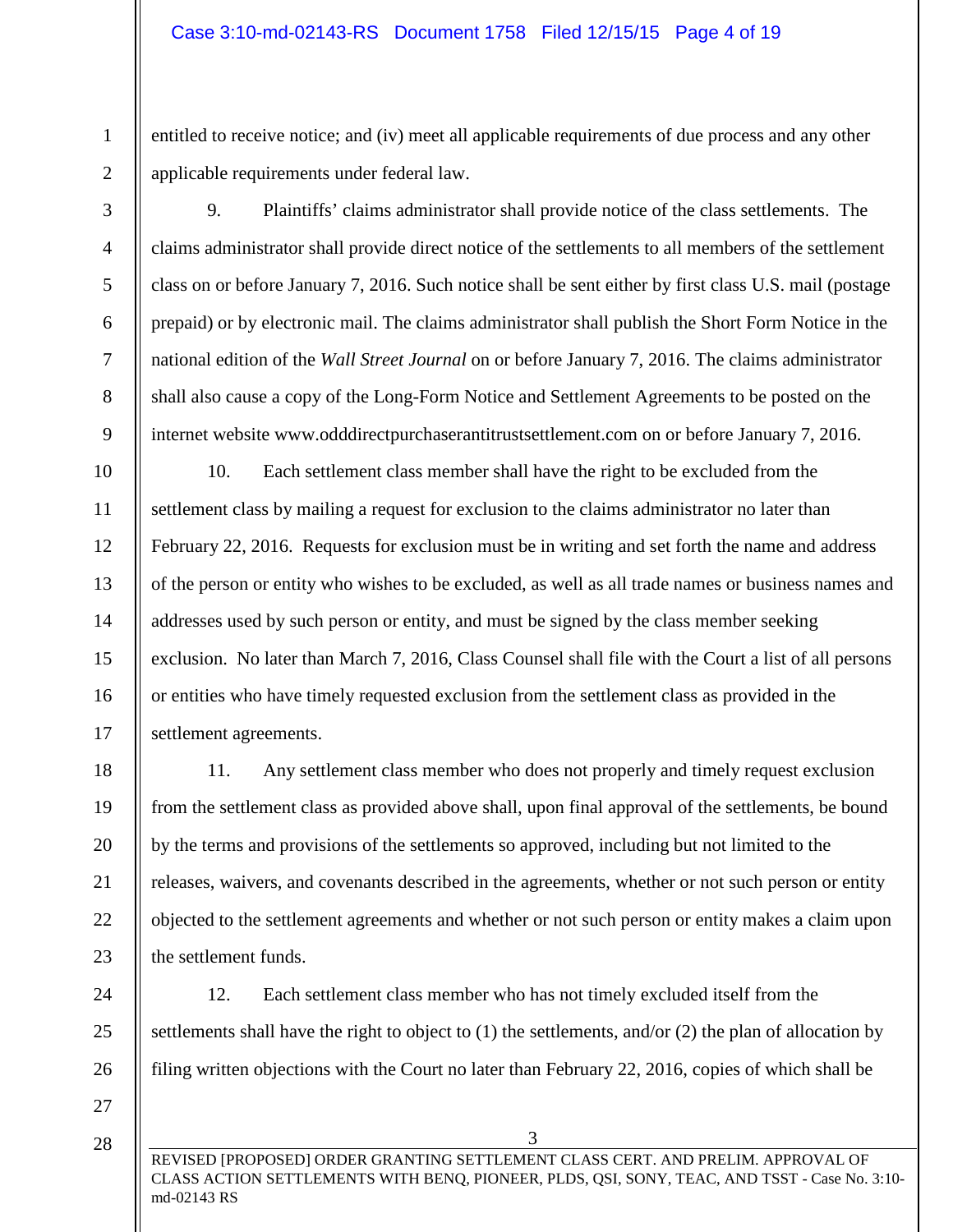entitled to receive notice; and (iv) meet all applicable requirements of due process and any other applicable requirements under federal law.

9. Plaintiffs' claims administrator shall provide notice of the class settlements. The claims administrator shall provide direct notice of the settlements to all members of the settlement class on or before January 7, 2016. Such notice shall be sent either by first class U.S. mail (postage prepaid) or by electronic mail. The claims administrator shall publish the Short Form Notice in the national edition of the *Wall Street Journal* on or before January 7, 2016. The claims administrator shall also cause a copy of the Long-Form Notice and Settlement Agreements to be posted on the internet website www.odddirectpurchaserantitrustsettlement.com on or before January 7, 2016.

10. Each settlement class member shall have the right to be excluded from the settlement class by mailing a request for exclusion to the claims administrator no later than February 22, 2016. Requests for exclusion must be in writing and set forth the name and address of the person or entity who wishes to be excluded, as well as all trade names or business names and addresses used by such person or entity, and must be signed by the class member seeking exclusion. No later than March 7, 2016, Class Counsel shall file with the Court a list of all persons or entities who have timely requested exclusion from the settlement class as provided in the settlement agreements.

11. Any settlement class member who does not properly and timely request exclusion from the settlement class as provided above shall, upon final approval of the settlements, be bound by the terms and provisions of the settlements so approved, including but not limited to the releases, waivers, and covenants described in the agreements, whether or not such person or entity objected to the settlement agreements and whether or not such person or entity makes a claim upon the settlement funds.

12. Each settlement class member who has not timely excluded itself from the settlements shall have the right to object to (1) the settlements, and/or (2) the plan of allocation by filing written objections with the Court no later than February 22, 2016, copies of which shall be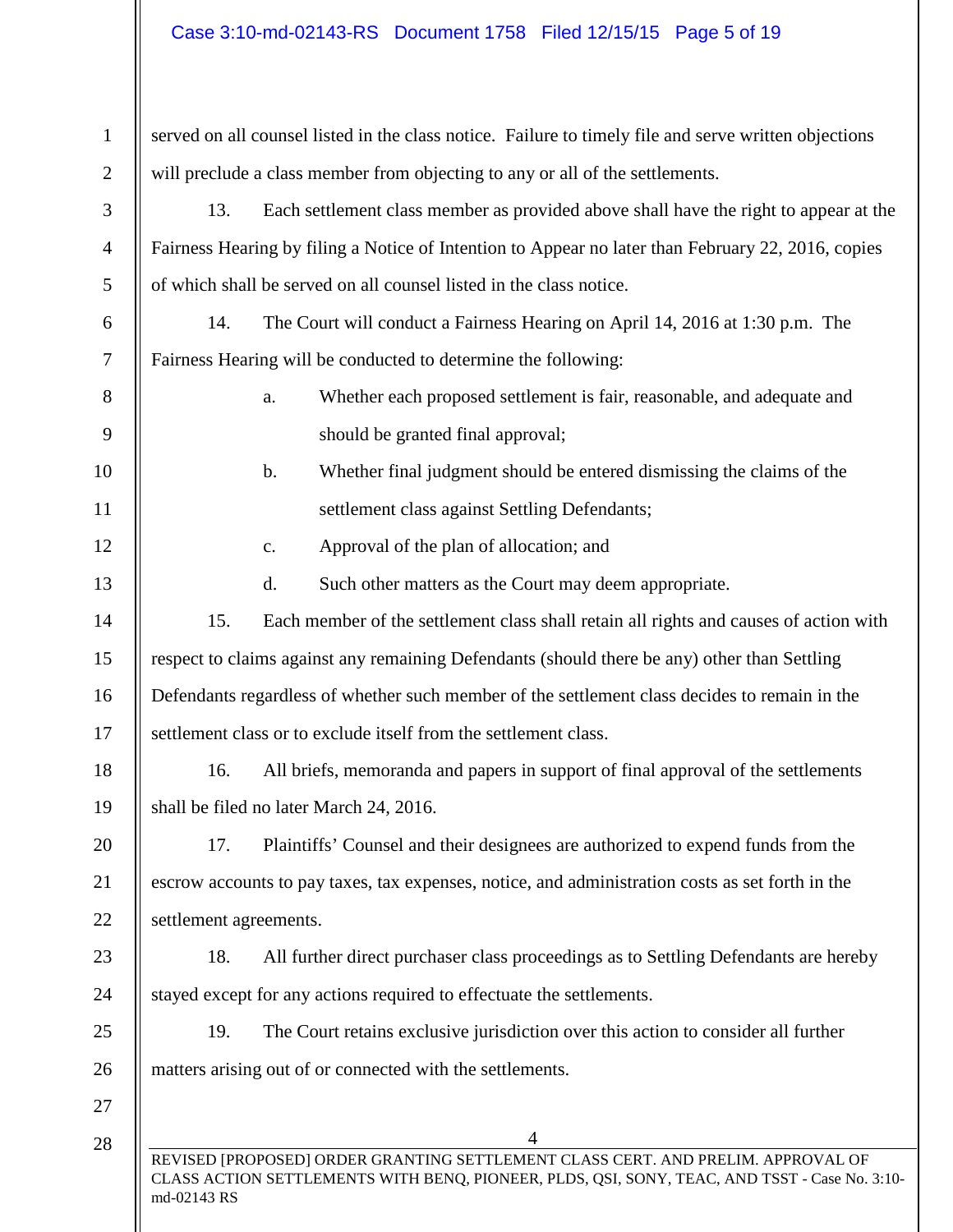served on all counsel listed in the class notice. Failure to timely file and serve written objections will preclude a class member from objecting to any or all of the settlements.

13. Each settlement class member as provided above shall have the right to appear at the Fairness Hearing by filing a Notice of Intention to Appear no later than February 22, 2016, copies of which shall be served on all counsel listed in the class notice.

14. The Court will conduct a Fairness Hearing on April 14, 2016 at 1:30 p.m. The Fairness Hearing will be conducted to determine the following:

a. Whether each proposed settlement is fair, reasonable, and adequate and should be granted final approval;

b. Whether final judgment should be entered dismissing the claims of the settlement class against Settling Defendants;

c. Approval of the plan of allocation; and

d. Such other matters as the Court may deem appropriate.

15. Each member of the settlement class shall retain all rights and causes of action with respect to claims against any remaining Defendants (should there be any) other than Settling Defendants regardless of whether such member of the settlement class decides to remain in the settlement class or to exclude itself from the settlement class.

16. All briefs, memoranda and papers in support of final approval of the settlements shall be filed no later March 24, 2016.

17. Plaintiffs' Counsel and their designees are authorized to expend funds from the escrow accounts to pay taxes, tax expenses, notice, and administration costs as set forth in the settlement agreements.

18. All further direct purchaser class proceedings as to Settling Defendants are hereby stayed except for any actions required to effectuate the settlements.

19. The Court retains exclusive jurisdiction over this action to consider all further matters arising out of or connected with the settlements.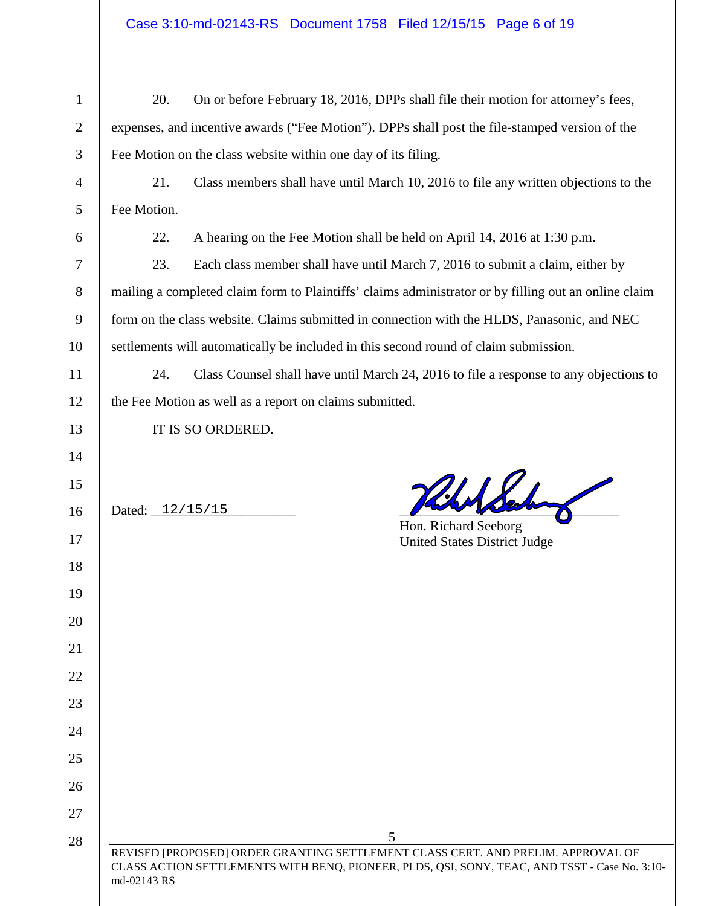20. On or before February 18, 2016, DPPs shall file their motion for attorney's fees, expenses, and incentive awards ("Fee Motion"). DPPs shall post the file-stamped version of the Fee Motion on the class website within one day of its filing.

21. Class members shall have until March 10, 2016 to file any written objections to the Fee Motion.

22. A hearing on the Fee Motion shall be held on April 14, 2016 at 1:30 p.m.

23. Each class member shall have until March 7, 2016 to submit a claim, either by mailing a completed claim form to Plaintiffs' claims administrator or by filling out an online claim form on the class website. Claims submitted in connection with the HLDS, Panasonic, and NEC settlements will automatically be included in this second round of claim submission.

24. Class Counsel shall have until March 24, 2016 to file a response to any objections to the Fee Motion as well as a report on claims submitted.

IT IS SO ORDERED.

Dated: 12/15/15

Hon. Richard Seeborg
United States District Judge

REVISED [PROPOSED] ORDER GRANTING SETTLEMENT CLASS CERT. AND PRELIM. APPROVAL OF CLASS ACTION SETTLEMENTS WITH BENQ, PIONEER, PLDS, QSI, SONY, TEAC, AND TSST - Case No. 3:10-md-02143 RS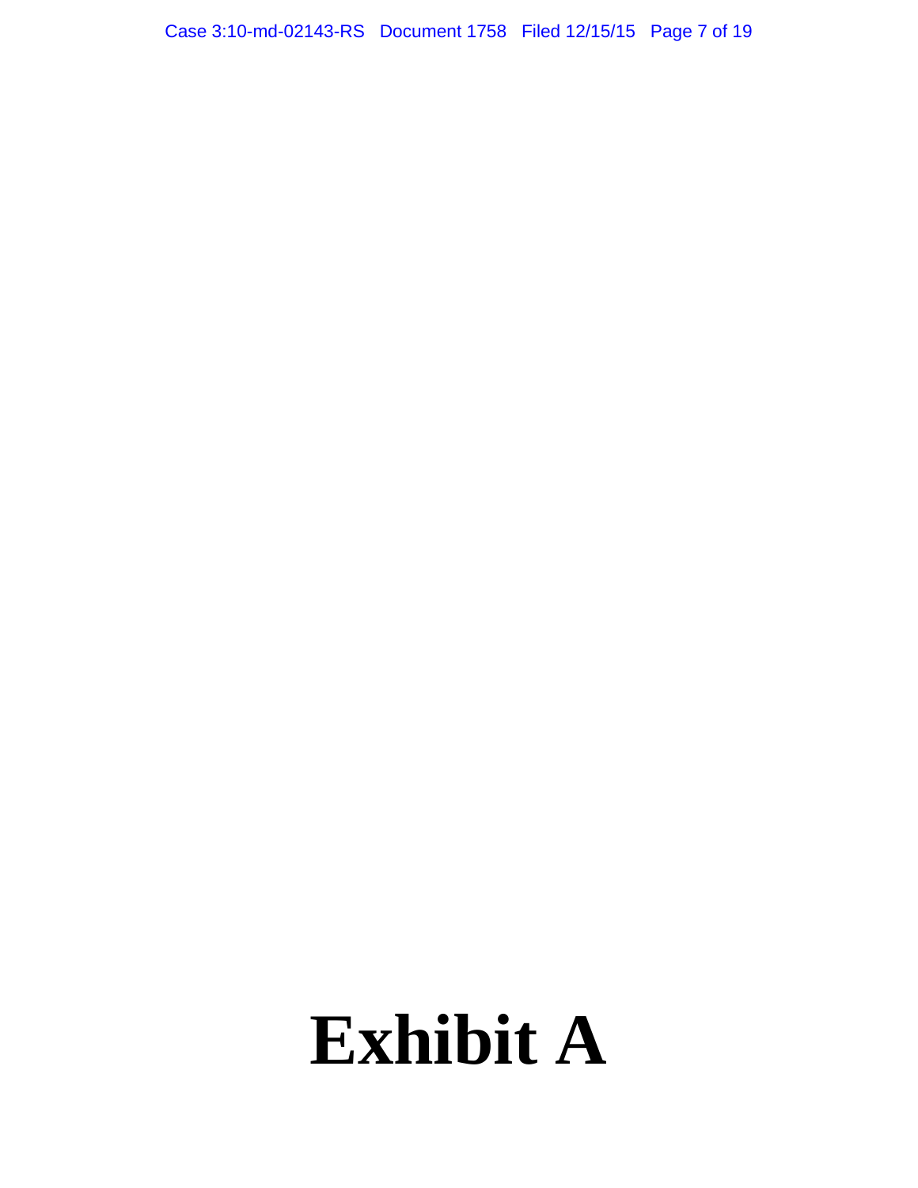# Exhibit A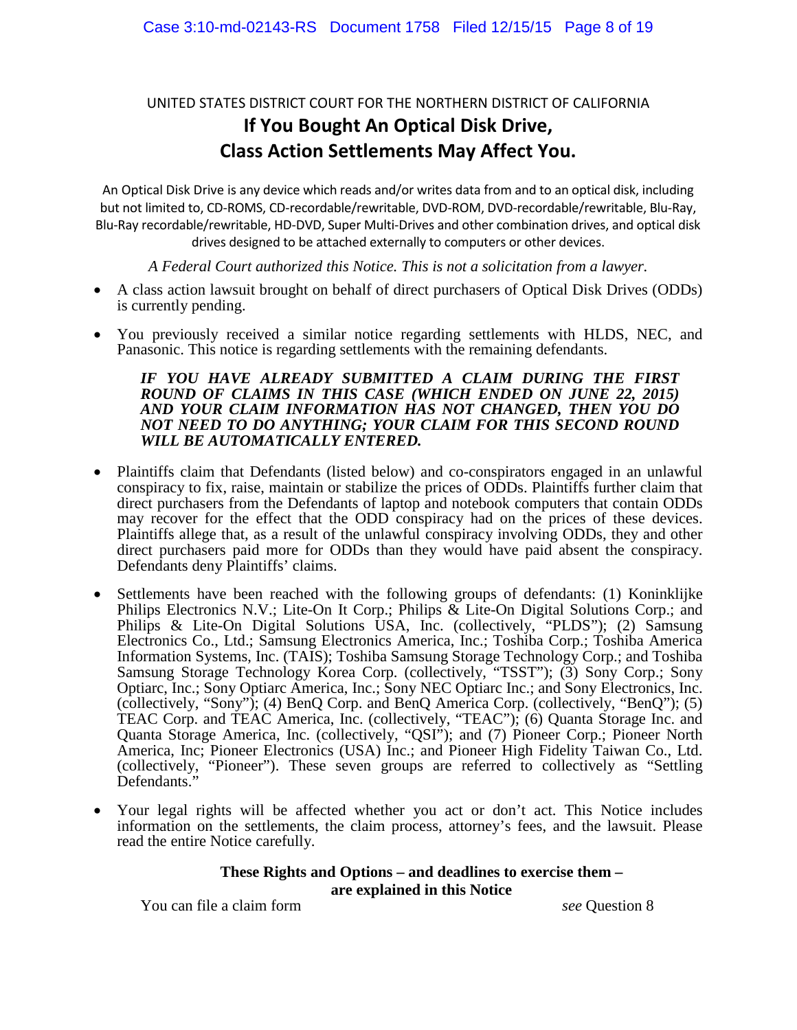UNITED STATES DISTRICT COURT FOR THE NORTHERN DISTRICT OF CALIFORNIA

# If You Bought An Optical Disk Drive, Class Action Settlements May Affect You.

An Optical Disk Drive is any device which reads and/or writes data from and to an optical disk, including but not limited to, CD-ROMS, CD-recordable/rewritable, DVD-ROM, DVD-recordable/rewritable, Blu-Ray, Blu-Ray recordable/rewritable, HD-DVD, Super Multi-Drives and other combination drives, and optical disk drives designed to be attached externally to computers or other devices.

*A Federal Court authorized this Notice. This is not a solicitation from a lawyer.*

- A class action lawsuit brought on behalf of direct purchasers of Optical Disk Drives (ODDs) is currently pending.
- You previously received a similar notice regarding settlements with HLDS, NEC, and Panasonic. This notice is regarding settlements with the remaining defendants.

> ***IF YOU HAVE ALREADY SUBMITTED A CLAIM DURING THE FIRST ROUND OF CLAIMS IN THIS CASE (WHICH ENDED ON JUNE 22, 2015) AND YOUR CLAIM INFORMATION HAS NOT CHANGED, THEN YOU DO NOT NEED TO DO ANYTHING; YOUR CLAIM FOR THIS SECOND ROUND WILL BE AUTOMATICALLY ENTERED.***

- Plaintiffs claim that Defendants (listed below) and co-conspirators engaged in an unlawful conspiracy to fix, raise, maintain or stabilize the prices of ODDs. Plaintiffs further claim that direct purchasers from the Defendants of laptop and notebook computers that contain ODDs may recover for the effect that the ODD conspiracy had on the prices of these devices. Plaintiffs allege that, as a result of the unlawful conspiracy involving ODDs, they and other direct purchasers paid more for ODDs than they would have paid absent the conspiracy. Defendants deny Plaintiffs' claims.
- Settlements have been reached with the following groups of defendants: (1) Koninklijke Philips Electronics N.V.; Lite-On It Corp.; Philips & Lite-On Digital Solutions Corp.; and Philips & Lite-On Digital Solutions USA, Inc. (collectively, "PLDS"); (2) Samsung Electronics Co., Ltd.; Samsung Electronics America, Inc.; Toshiba Corp.; Toshiba America Information Systems, Inc. (TAIS); Toshiba Samsung Storage Technology Corp.; and Toshiba Samsung Storage Technology Korea Corp. (collectively, "TSST"); (3) Sony Corp.; Sony Optiarc, Inc.; Sony Optiarc America, Inc.; Sony NEC Optiarc Inc.; and Sony Electronics, Inc. (collectively, "Sony"); (4) BenQ Corp. and BenQ America Corp. (collectively, "BenQ"); (5) TEAC Corp. and TEAC America, Inc. (collectively, "TEAC"); (6) Quanta Storage Inc. and Quanta Storage America, Inc. (collectively, "QSI"); and (7) Pioneer Corp.; Pioneer North America, Inc; Pioneer Electronics (USA) Inc.; and Pioneer High Fidelity Taiwan Co., Ltd. (collectively, "Pioneer"). These seven groups are referred to collectively as "Settling Defendants."
- Your legal rights will be affected whether you act or don't act. This Notice includes information on the settlements, the claim process, attorney's fees, and the lawsuit. Please read the entire Notice carefully.

**These Rights and Options – and deadlines to exercise them – are explained in this Notice**

| | |
|---|---|
| You can file a claim form | *see* Question 8 |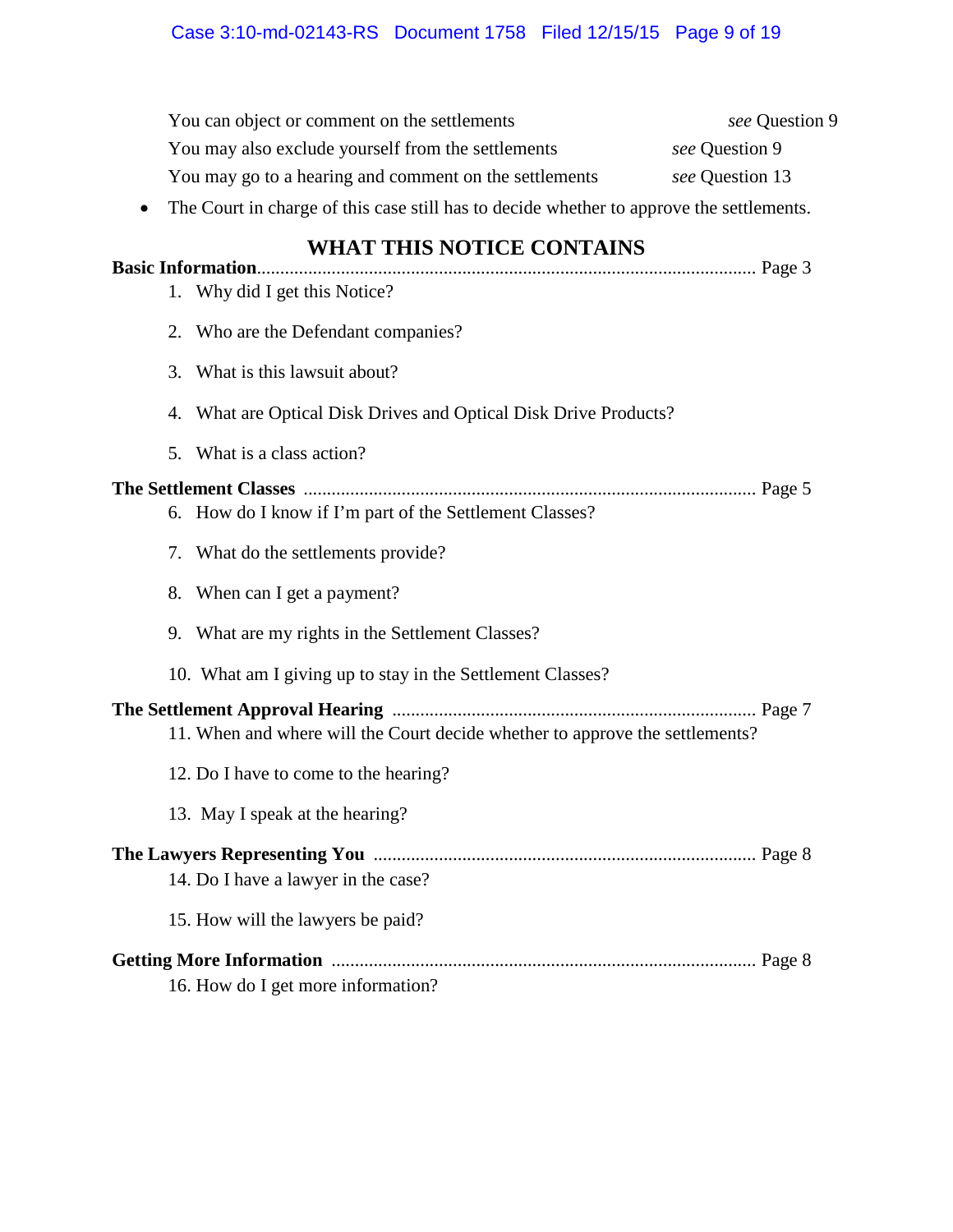| | |
|---|---|
| You can object or comment on the settlements | *see* Question 9 |
| You may also exclude yourself from the settlements | *see* Question 9 |
| You may go to a hearing and comment on the settlements | *see* Question 13 |

- The Court in charge of this case still has to decide whether to approve the settlements.

## WHAT THIS NOTICE CONTAINS

**Basic Information**.......................................................................................................... Page 3

1. Why did I get this Notice?
2. Who are the Defendant companies?
3. What is this lawsuit about?
4. What are Optical Disk Drives and Optical Disk Drive Products?
5. What is a class action?

**The Settlement Classes** ................................................................................................ Page 5

6. How do I know if I'm part of the Settlement Classes?
7. What do the settlements provide?
8. When can I get a payment?
9. What are my rights in the Settlement Classes?
10. What am I giving up to stay in the Settlement Classes?

**The Settlement Approval Hearing** ............................................................................. Page 7

11. When and where will the Court decide whether to approve the settlements?
12. Do I have to come to the hearing?
13. May I speak at the hearing?

**The Lawyers Representing You** ................................................................................. Page 8

14. Do I have a lawyer in the case?
15. How will the lawyers be paid?

**Getting More Information** .......................................................................................... Page 8

16. How do I get more information?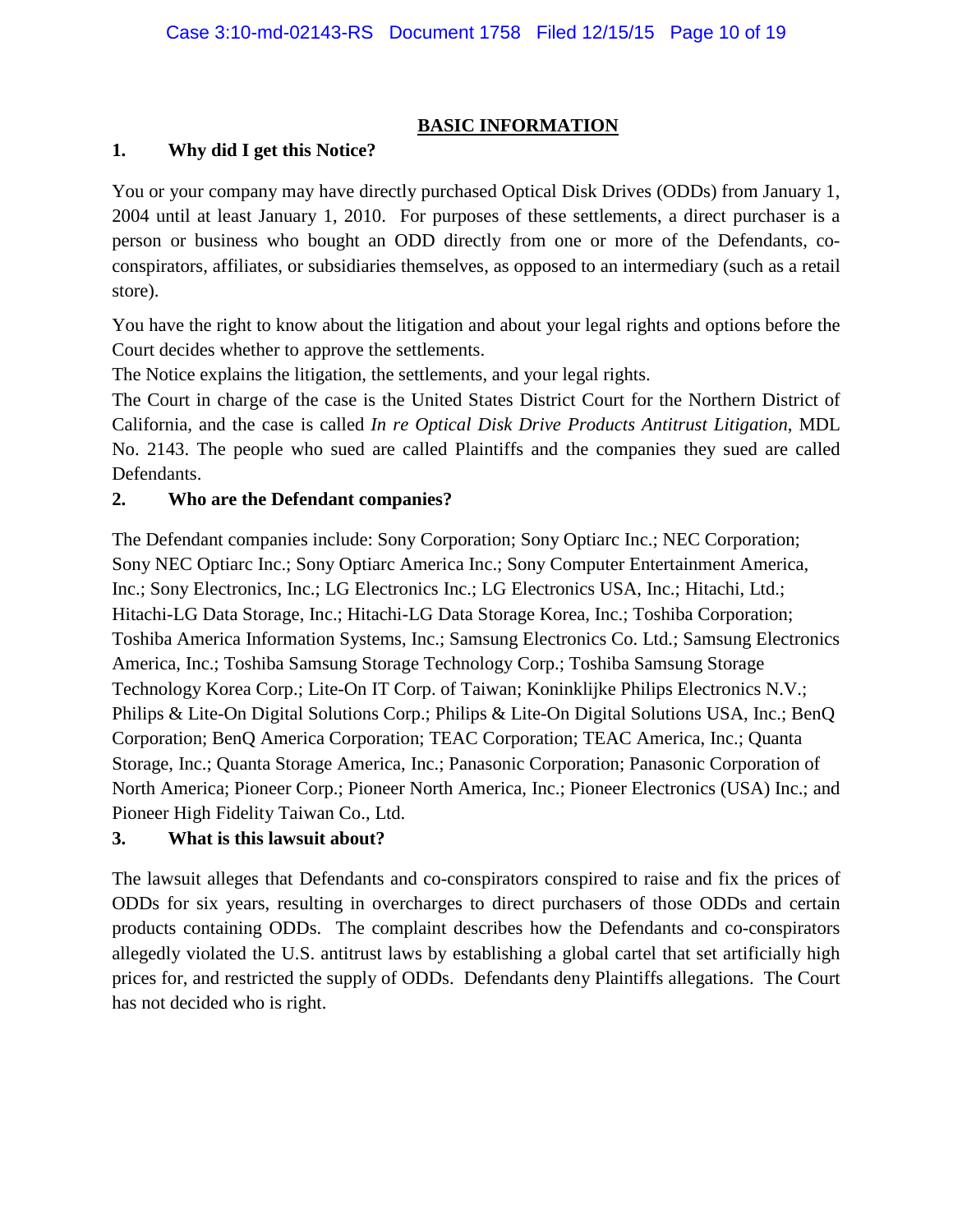## BASIC INFORMATION

### 1. Why did I get this Notice?

You or your company may have directly purchased Optical Disk Drives (ODDs) from January 1, 2004 until at least January 1, 2010. For purposes of these settlements, a direct purchaser is a person or business who bought an ODD directly from one or more of the Defendants, co-conspirators, affiliates, or subsidiaries themselves, as opposed to an intermediary (such as a retail store).

You have the right to know about the litigation and about your legal rights and options before the Court decides whether to approve the settlements.

The Notice explains the litigation, the settlements, and your legal rights.

The Court in charge of the case is the United States District Court for the Northern District of California, and the case is called *In re Optical Disk Drive Products Antitrust Litigation*, MDL No. 2143. The people who sued are called Plaintiffs and the companies they sued are called Defendants.

### 2. Who are the Defendant companies?

The Defendant companies include: Sony Corporation; Sony Optiarc Inc.; NEC Corporation; Sony NEC Optiarc Inc.; Sony Optiarc America Inc.; Sony Computer Entertainment America, Inc.; Sony Electronics, Inc.; LG Electronics Inc.; LG Electronics USA, Inc.; Hitachi, Ltd.; Hitachi-LG Data Storage, Inc.; Hitachi-LG Data Storage Korea, Inc.; Toshiba Corporation; Toshiba America Information Systems, Inc.; Samsung Electronics Co. Ltd.; Samsung Electronics America, Inc.; Toshiba Samsung Storage Technology Corp.; Toshiba Samsung Storage Technology Korea Corp.; Lite-On IT Corp. of Taiwan; Koninklijke Philips Electronics N.V.; Philips & Lite-On Digital Solutions Corp.; Philips & Lite-On Digital Solutions USA, Inc.; BenQ Corporation; BenQ America Corporation; TEAC Corporation; TEAC America, Inc.; Quanta Storage, Inc.; Quanta Storage America, Inc.; Panasonic Corporation; Panasonic Corporation of North America; Pioneer Corp.; Pioneer North America, Inc.; Pioneer Electronics (USA) Inc.; and Pioneer High Fidelity Taiwan Co., Ltd.

### 3. What is this lawsuit about?

The lawsuit alleges that Defendants and co-conspirators conspired to raise and fix the prices of ODDs for six years, resulting in overcharges to direct purchasers of those ODDs and certain products containing ODDs. The complaint describes how the Defendants and co-conspirators allegedly violated the U.S. antitrust laws by establishing a global cartel that set artificially high prices for, and restricted the supply of ODDs. Defendants deny Plaintiffs allegations. The Court has not decided who is right.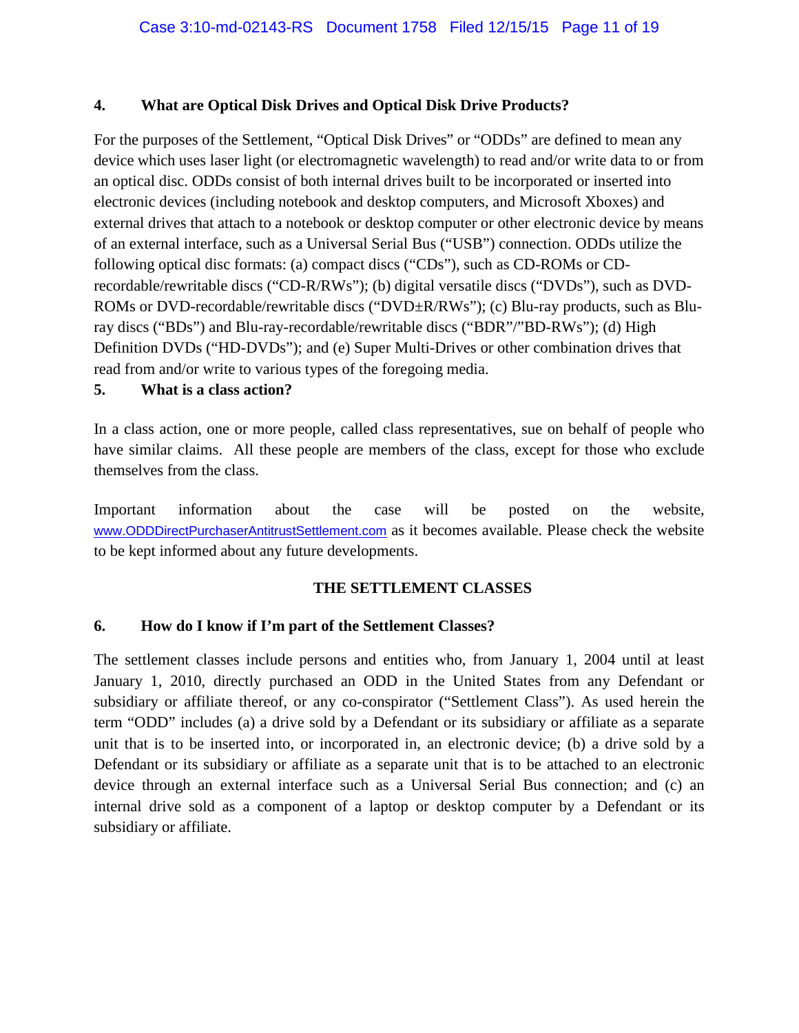### 4. What are Optical Disk Drives and Optical Disk Drive Products?

For the purposes of the Settlement, "Optical Disk Drives" or "ODDs" are defined to mean any device which uses laser light (or electromagnetic wavelength) to read and/or write data to or from an optical disc. ODDs consist of both internal drives built to be incorporated or inserted into electronic devices (including notebook and desktop computers, and Microsoft Xboxes) and external drives that attach to a notebook or desktop computer or other electronic device by means of an external interface, such as a Universal Serial Bus ("USB") connection. ODDs utilize the following optical disc formats: (a) compact discs ("CDs"), such as CD-ROMs or CD-recordable/rewritable discs ("CD-R/RWs"); (b) digital versatile discs ("DVDs"), such as DVD-ROMs or DVD-recordable/rewritable discs ("DVD±R/RWs"); (c) Blu-ray products, such as Blu-ray discs ("BDs") and Blu-ray-recordable/rewritable discs ("BDR"/"BD-RWs"); (d) High Definition DVDs ("HD-DVDs"); and (e) Super Multi-Drives or other combination drives that read from and/or write to various types of the foregoing media.

### 5. What is a class action?

In a class action, one or more people, called class representatives, sue on behalf of people who have similar claims. All these people are members of the class, except for those who exclude themselves from the class.

Important information about the case will be posted on the website, www.ODDDirectPurchaserAntitrustSettlement.com as it becomes available. Please check the website to be kept informed about any future developments.

## THE SETTLEMENT CLASSES

### 6. How do I know if I'm part of the Settlement Classes?

The settlement classes include persons and entities who, from January 1, 2004 until at least January 1, 2010, directly purchased an ODD in the United States from any Defendant or subsidiary or affiliate thereof, or any co-conspirator ("Settlement Class"). As used herein the term "ODD" includes (a) a drive sold by a Defendant or its subsidiary or affiliate as a separate unit that is to be inserted into, or incorporated in, an electronic device; (b) a drive sold by a Defendant or its subsidiary or affiliate as a separate unit that is to be attached to an electronic device through an external interface such as a Universal Serial Bus connection; and (c) an internal drive sold as a component of a laptop or desktop computer by a Defendant or its subsidiary or affiliate.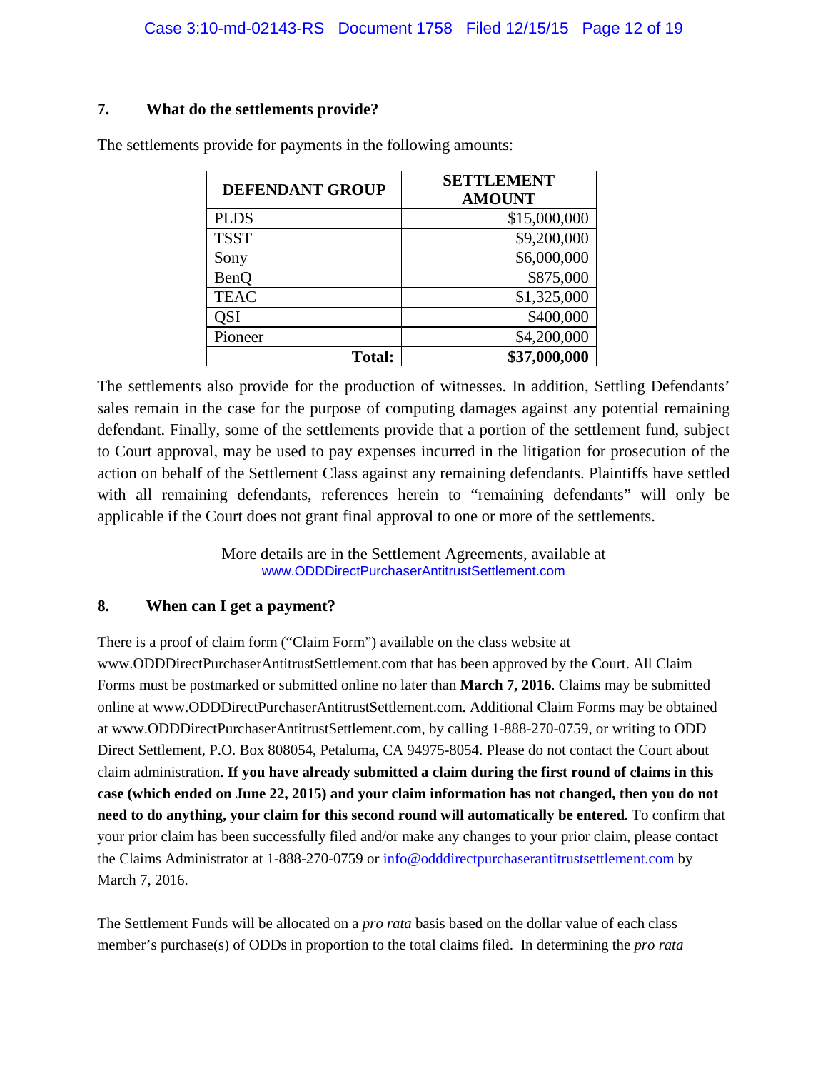### 7. What do the settlements provide?

The settlements provide for payments in the following amounts:

| DEFENDANT GROUP | SETTLEMENT AMOUNT |
|---|---:|
| PLDS | $15,000,000 |
| TSST | $9,200,000 |
| Sony | $6,000,000 |
| BenQ | $875,000 |
| TEAC | $1,325,000 |
| QSI | $400,000 |
| Pioneer | $4,200,000 |
| **Total:** | **$37,000,000** |

The settlements also provide for the production of witnesses. In addition, Settling Defendants' sales remain in the case for the purpose of computing damages against any potential remaining defendant. Finally, some of the settlements provide that a portion of the settlement fund, subject to Court approval, may be used to pay expenses incurred in the litigation for prosecution of the action on behalf of the Settlement Class against any remaining defendants. Plaintiffs have settled with all remaining defendants, references herein to "remaining defendants" will only be applicable if the Court does not grant final approval to one or more of the settlements.

More details are in the Settlement Agreements, available at www.ODDDirectPurchaserAntitrustSettlement.com

### 8. When can I get a payment?

There is a proof of claim form ("Claim Form") available on the class website at www.ODDDirectPurchaserAntitrustSettlement.com that has been approved by the Court. All Claim Forms must be postmarked or submitted online no later than **March 7, 2016**. Claims may be submitted online at www.ODDDirectPurchaserAntitrustSettlement.com. Additional Claim Forms may be obtained at www.ODDDirectPurchaserAntitrustSettlement.com, by calling 1-888-270-0759, or writing to ODD Direct Settlement, P.O. Box 808054, Petaluma, CA 94975-8054. Please do not contact the Court about claim administration. **If you have already submitted a claim during the first round of claims in this case (which ended on June 22, 2015) and your claim information has not changed, then you do not need to do anything, your claim for this second round will automatically be entered.** To confirm that your prior claim has been successfully filed and/or make any changes to your prior claim, please contact the Claims Administrator at 1-888-270-0759 or info@odddirectpurchaserantitrustsettlement.com by March 7, 2016.

The Settlement Funds will be allocated on a *pro rata* basis based on the dollar value of each class member's purchase(s) of ODDs in proportion to the total claims filed. In determining the *pro rata*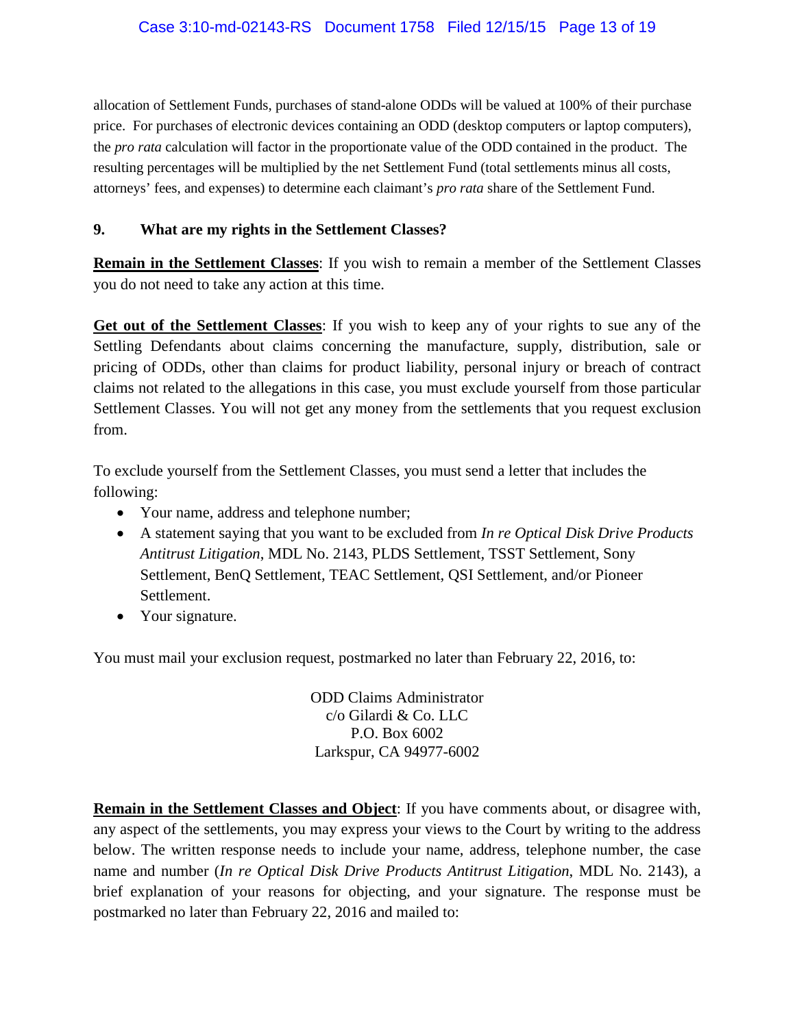allocation of Settlement Funds, purchases of stand-alone ODDs will be valued at 100% of their purchase price. For purchases of electronic devices containing an ODD (desktop computers or laptop computers), the *pro rata* calculation will factor in the proportionate value of the ODD contained in the product. The resulting percentages will be multiplied by the net Settlement Fund (total settlements minus all costs, attorneys' fees, and expenses) to determine each claimant's *pro rata* share of the Settlement Fund.

### 9. What are my rights in the Settlement Classes?

**Remain in the Settlement Classes**: If you wish to remain a member of the Settlement Classes you do not need to take any action at this time.

**Get out of the Settlement Classes**: If you wish to keep any of your rights to sue any of the Settling Defendants about claims concerning the manufacture, supply, distribution, sale or pricing of ODDs, other than claims for product liability, personal injury or breach of contract claims not related to the allegations in this case, you must exclude yourself from those particular Settlement Classes. You will not get any money from the settlements that you request exclusion from.

To exclude yourself from the Settlement Classes, you must send a letter that includes the following:

- Your name, address and telephone number;
- A statement saying that you want to be excluded from *In re Optical Disk Drive Products Antitrust Litigation*, MDL No. 2143, PLDS Settlement, TSST Settlement, Sony Settlement, BenQ Settlement, TEAC Settlement, QSI Settlement, and/or Pioneer Settlement.
- Your signature.

You must mail your exclusion request, postmarked no later than February 22, 2016, to:

ODD Claims Administrator
c/o Gilardi & Co. LLC
P.O. Box 6002
Larkspur, CA 94977-6002

**Remain in the Settlement Classes and Object**: If you have comments about, or disagree with, any aspect of the settlements, you may express your views to the Court by writing to the address below. The written response needs to include your name, address, telephone number, the case name and number (*In re Optical Disk Drive Products Antitrust Litigation*, MDL No. 2143), a brief explanation of your reasons for objecting, and your signature. The response must be postmarked no later than February 22, 2016 and mailed to: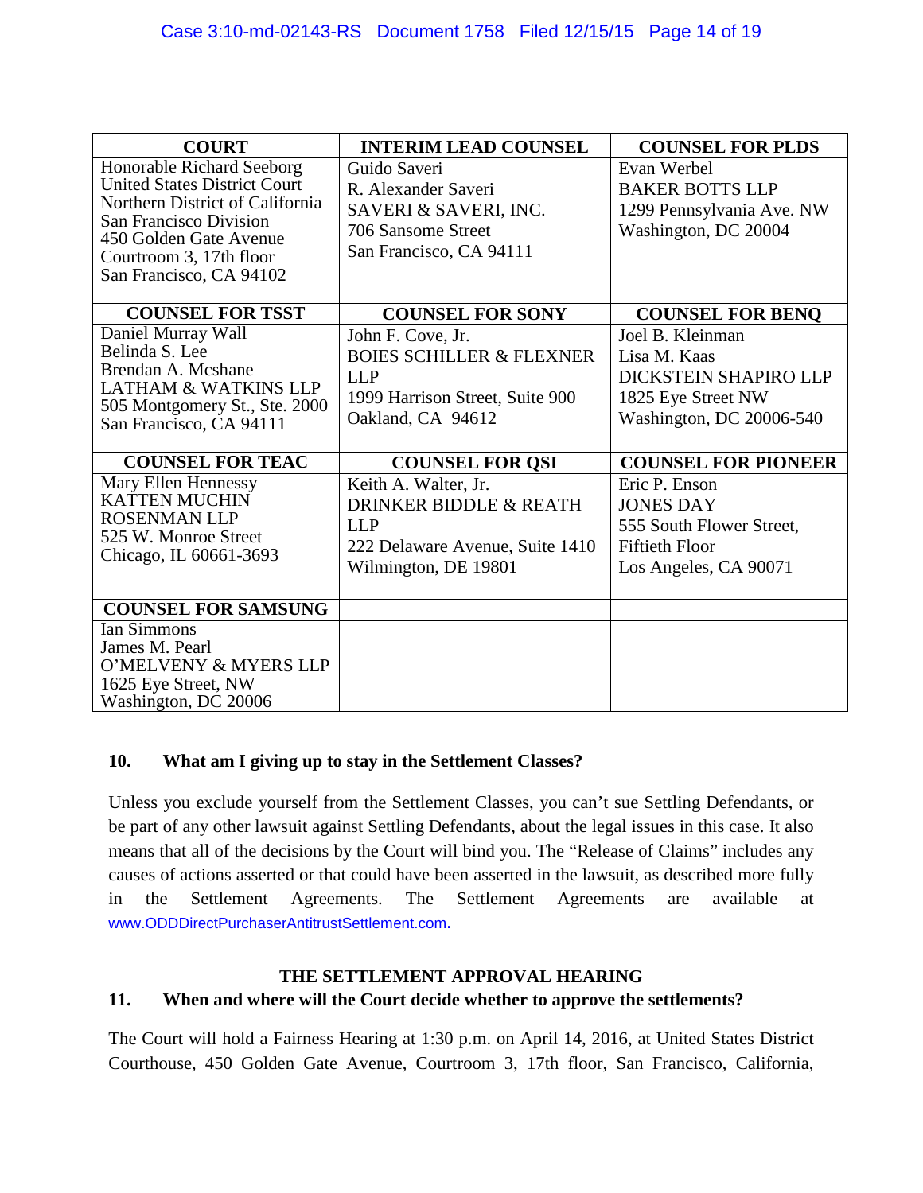| COURT | INTERIM LEAD COUNSEL | COUNSEL FOR PLDS |
|---|---|---|
| Honorable Richard Seeborg<br>United States District Court<br>Northern District of California<br>San Francisco Division<br>450 Golden Gate Avenue<br>Courtroom 3, 17th floor<br>San Francisco, CA 94102 | Guido Saveri<br>R. Alexander Saveri<br>SAVERI & SAVERI, INC.<br>706 Sansome Street<br>San Francisco, CA 94111 | Evan Werbel<br>BAKER BOTTS LLP<br>1299 Pennsylvania Ave. NW<br>Washington, DC 20004 |
| **COUNSEL FOR TSST** | **COUNSEL FOR SONY** | **COUNSEL FOR BENQ** |
| Daniel Murray Wall<br>Belinda S. Lee<br>Brendan A. Mcshane<br>LATHAM & WATKINS LLP<br>505 Montgomery St., Ste. 2000<br>San Francisco, CA 94111 | John F. Cove, Jr.<br>BOIES SCHILLER & FLEXNER LLP<br>1999 Harrison Street, Suite 900<br>Oakland, CA 94612 | Joel B. Kleinman<br>Lisa M. Kaas<br>DICKSTEIN SHAPIRO LLP<br>1825 Eye Street NW<br>Washington, DC 20006-540 |
| **COUNSEL FOR TEAC** | **COUNSEL FOR QSI** | **COUNSEL FOR PIONEER** |
| Mary Ellen Hennessy<br>KATTEN MUCHIN ROSENMAN LLP<br>525 W. Monroe Street<br>Chicago, IL 60661-3693 | Keith A. Walter, Jr.<br>DRINKER BIDDLE & REATH LLP<br>222 Delaware Avenue, Suite 1410<br>Wilmington, DE 19801 | Eric P. Enson<br>JONES DAY<br>555 South Flower Street, Fiftieth Floor<br>Los Angeles, CA 90071 |
| **COUNSEL FOR SAMSUNG** | | |
| Ian Simmons<br>James M. Pearl<br>O'MELVENY & MYERS LLP<br>1625 Eye Street, NW<br>Washington, DC 20006 | | |

### 10. What am I giving up to stay in the Settlement Classes?

Unless you exclude yourself from the Settlement Classes, you can't sue Settling Defendants, or be part of any other lawsuit against Settling Defendants, about the legal issues in this case. It also means that all of the decisions by the Court will bind you. The "Release of Claims" includes any causes of actions asserted or that could have been asserted in the lawsuit, as described more fully in the Settlement Agreements. The Settlement Agreements are available at www.ODDDirectPurchaserAntitrustSettlement.com.

## THE SETTLEMENT APPROVAL HEARING

### 11. When and where will the Court decide whether to approve the settlements?

The Court will hold a Fairness Hearing at 1:30 p.m. on April 14, 2016, at United States District Courthouse, 450 Golden Gate Avenue, Courtroom 3, 17th floor, San Francisco, California,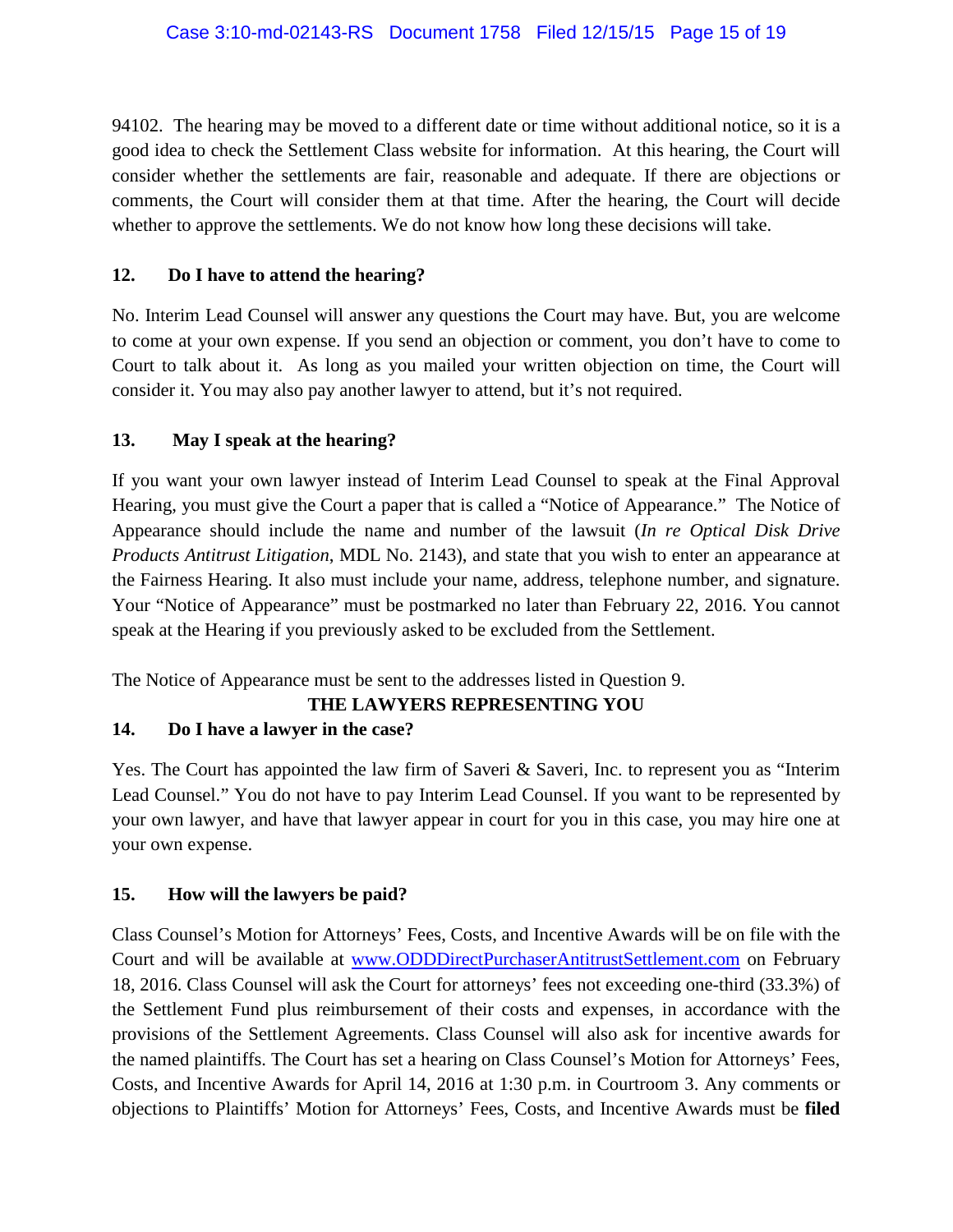94102. The hearing may be moved to a different date or time without additional notice, so it is a good idea to check the Settlement Class website for information. At this hearing, the Court will consider whether the settlements are fair, reasonable and adequate. If there are objections or comments, the Court will consider them at that time. After the hearing, the Court will decide whether to approve the settlements. We do not know how long these decisions will take.

### 12. Do I have to attend the hearing?

No. Interim Lead Counsel will answer any questions the Court may have. But, you are welcome to come at your own expense. If you send an objection or comment, you don't have to come to Court to talk about it. As long as you mailed your written objection on time, the Court will consider it. You may also pay another lawyer to attend, but it's not required.

### 13. May I speak at the hearing?

If you want your own lawyer instead of Interim Lead Counsel to speak at the Final Approval Hearing, you must give the Court a paper that is called a "Notice of Appearance." The Notice of Appearance should include the name and number of the lawsuit (*In re Optical Disk Drive Products Antitrust Litigation*, MDL No. 2143), and state that you wish to enter an appearance at the Fairness Hearing. It also must include your name, address, telephone number, and signature. Your "Notice of Appearance" must be postmarked no later than February 22, 2016. You cannot speak at the Hearing if you previously asked to be excluded from the Settlement.

The Notice of Appearance must be sent to the addresses listed in Question 9.

## THE LAWYERS REPRESENTING YOU

### 14. Do I have a lawyer in the case?

Yes. The Court has appointed the law firm of Saveri & Saveri, Inc. to represent you as "Interim Lead Counsel." You do not have to pay Interim Lead Counsel. If you want to be represented by your own lawyer, and have that lawyer appear in court for you in this case, you may hire one at your own expense.

### 15. How will the lawyers be paid?

Class Counsel's Motion for Attorneys' Fees, Costs, and Incentive Awards will be on file with the Court and will be available at www.ODDDirectPurchaserAntitrustSettlement.com on February 18, 2016. Class Counsel will ask the Court for attorneys' fees not exceeding one-third (33.3%) of the Settlement Fund plus reimbursement of their costs and expenses, in accordance with the provisions of the Settlement Agreements. Class Counsel will also ask for incentive awards for the named plaintiffs. The Court has set a hearing on Class Counsel's Motion for Attorneys' Fees, Costs, and Incentive Awards for April 14, 2016 at 1:30 p.m. in Courtroom 3. Any comments or objections to Plaintiffs' Motion for Attorneys' Fees, Costs, and Incentive Awards must be **filed**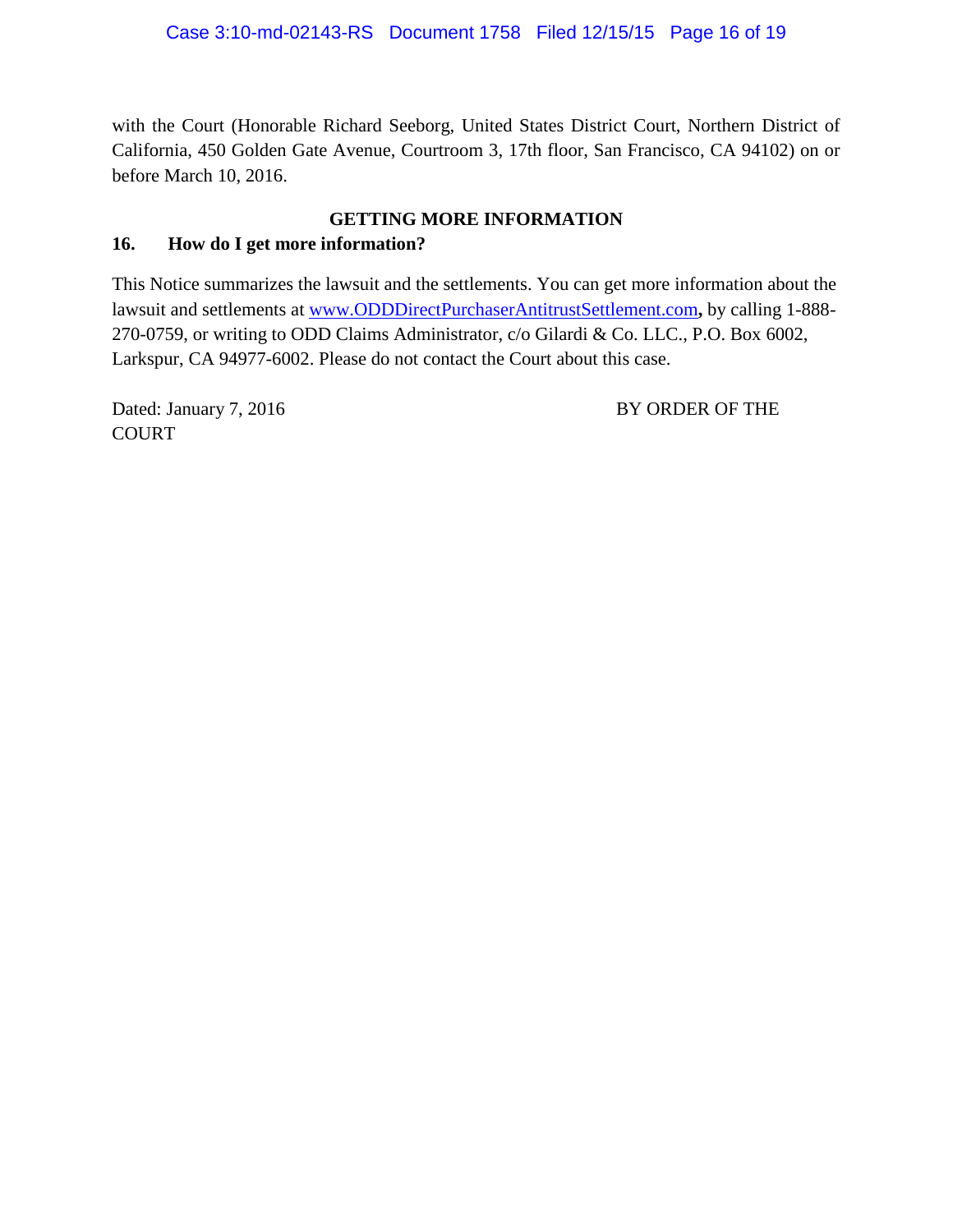with the Court (Honorable Richard Seeborg, United States District Court, Northern District of California, 450 Golden Gate Avenue, Courtroom 3, 17th floor, San Francisco, CA 94102) on or before March 10, 2016.

## GETTING MORE INFORMATION

### 16. How do I get more information?

This Notice summarizes the lawsuit and the settlements. You can get more information about the lawsuit and settlements at www.ODDDirectPurchaserAntitrustSettlement.com, by calling 1-888-270-0759, or writing to ODD Claims Administrator, c/o Gilardi & Co. LLC., P.O. Box 6002, Larkspur, CA 94977-6002. Please do not contact the Court about this case.

Dated: January 7, 2016 BY ORDER OF THE COURT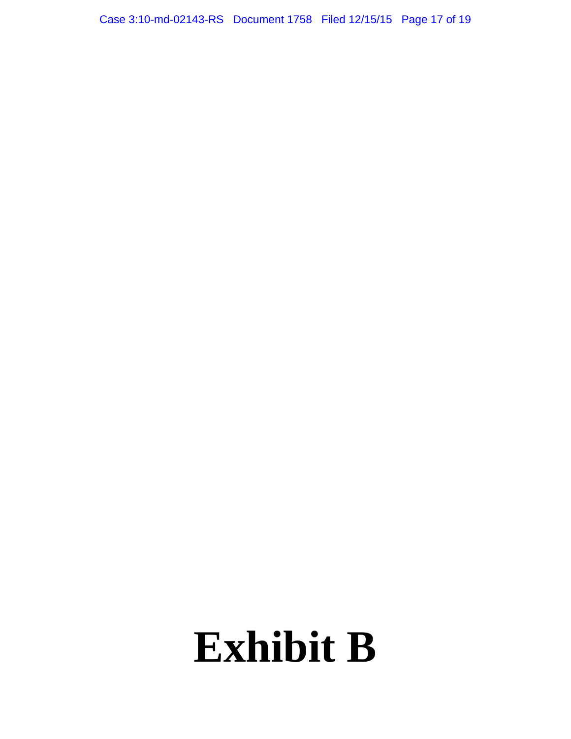# Exhibit B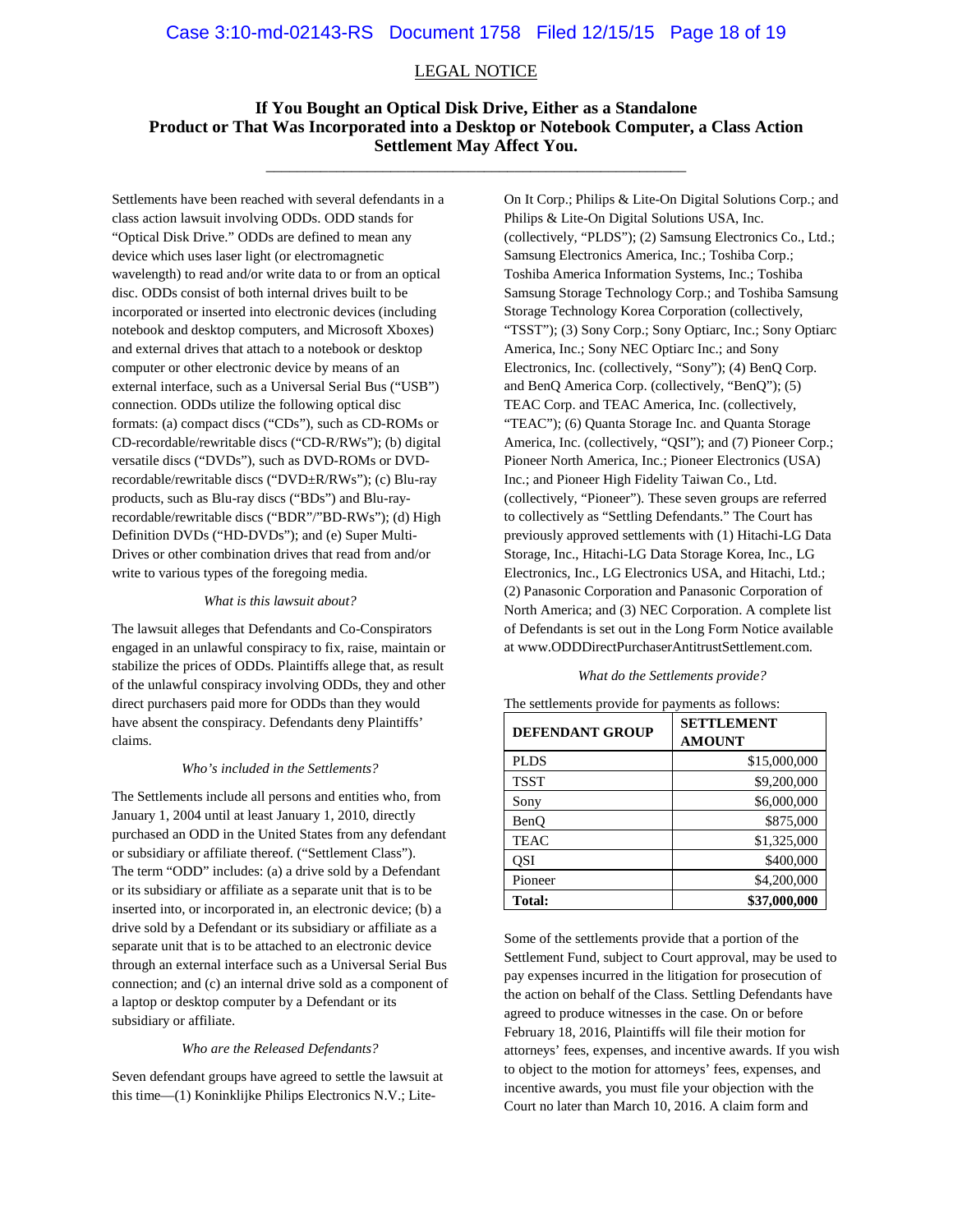LEGAL NOTICE

## If You Bought an Optical Disk Drive, Either as a Standalone Product or That Was Incorporated into a Desktop or Notebook Computer, a Class Action Settlement May Affect You.

---

Settlements have been reached with several defendants in a class action lawsuit involving ODDs. ODD stands for "Optical Disk Drive." ODDs are defined to mean any device which uses laser light (or electromagnetic wavelength) to read and/or write data to or from an optical disc. ODDs consist of both internal drives built to be incorporated or inserted into electronic devices (including notebook and desktop computers, and Microsoft Xboxes) and external drives that attach to a notebook or desktop computer or other electronic device by means of an external interface, such as a Universal Serial Bus ("USB") connection. ODDs utilize the following optical disc formats: (a) compact discs ("CDs"), such as CD-ROMs or CD-recordable/rewritable discs ("CD-R/RWs"); (b) digital versatile discs ("DVDs"), such as DVD-ROMs or DVD-recordable/rewritable discs ("DVD±R/RWs"); (c) Blu-ray products, such as Blu-ray discs ("BDs") and Blu-ray-recordable/rewritable discs ("BDR"/"BD-RWs"); (d) High Definition DVDs ("HD-DVDs"); and (e) Super Multi-Drives or other combination drives that read from and/or write to various types of the foregoing media.

*What is this lawsuit about?*

The lawsuit alleges that Defendants and Co-Conspirators engaged in an unlawful conspiracy to fix, raise, maintain or stabilize the prices of ODDs. Plaintiffs allege that, as result of the unlawful conspiracy involving ODDs, they and other direct purchasers paid more for ODDs than they would have absent the conspiracy. Defendants deny Plaintiffs' claims.

*Who's included in the Settlements?*

The Settlements include all persons and entities who, from January 1, 2004 until at least January 1, 2010, directly purchased an ODD in the United States from any defendant or subsidiary or affiliate thereof. ("Settlement Class"). The term "ODD" includes: (a) a drive sold by a Defendant or its subsidiary or affiliate as a separate unit that is to be inserted into, or incorporated in, an electronic device; (b) a drive sold by a Defendant or its subsidiary or affiliate as a separate unit that is to be attached to an electronic device through an external interface such as a Universal Serial Bus connection; and (c) an internal drive sold as a component of a laptop or desktop computer by a Defendant or its subsidiary or affiliate.

*Who are the Released Defendants?*

Seven defendant groups have agreed to settle the lawsuit at this time—(1) Koninklijke Philips Electronics N.V.; Lite-On It Corp.; Philips & Lite-On Digital Solutions Corp.; and Philips & Lite-On Digital Solutions USA, Inc. (collectively, "PLDS"); (2) Samsung Electronics Co., Ltd.; Samsung Electronics America, Inc.; Toshiba Corp.; Toshiba America Information Systems, Inc.; Toshiba Samsung Storage Technology Corp.; and Toshiba Samsung Storage Technology Korea Corporation (collectively, "TSST"); (3) Sony Corp.; Sony Optiarc, Inc.; Sony Optiarc America, Inc.; Sony NEC Optiarc Inc.; and Sony Electronics, Inc. (collectively, "Sony"); (4) BenQ Corp. and BenQ America Corp. (collectively, "BenQ"); (5) TEAC Corp. and TEAC America, Inc. (collectively, "TEAC"); (6) Quanta Storage Inc. and Quanta Storage America, Inc. (collectively, "QSI"); and (7) Pioneer Corp.; Pioneer North America, Inc.; Pioneer Electronics (USA) Inc.; and Pioneer High Fidelity Taiwan Co., Ltd. (collectively, "Pioneer"). These seven groups are referred to collectively as "Settling Defendants." The Court has previously approved settlements with (1) Hitachi-LG Data Storage, Inc., Hitachi-LG Data Storage Korea, Inc., LG Electronics, Inc., LG Electronics USA, and Hitachi, Ltd.; (2) Panasonic Corporation and Panasonic Corporation of North America; and (3) NEC Corporation. A complete list of Defendants is set out in the Long Form Notice available at www.ODDDirectPurchaserAntitrustSettlement.com.

*What do the Settlements provide?*

The settlements provide for payments as follows:

| DEFENDANT GROUP | SETTLEMENT AMOUNT |
|---|---:|
| PLDS | $15,000,000 |
| TSST | $9,200,000 |
| Sony | $6,000,000 |
| BenQ | $875,000 |
| TEAC | $1,325,000 |
| QSI | $400,000 |
| Pioneer | $4,200,000 |
| **Total:** | **$37,000,000** |

Some of the settlements provide that a portion of the Settlement Fund, subject to Court approval, may be used to pay expenses incurred in the litigation for prosecution of the action on behalf of the Class. Settling Defendants have agreed to produce witnesses in the case. On or before February 18, 2016, Plaintiffs will file their motion for attorneys' fees, expenses, and incentive awards. If you wish to object to the motion for attorneys' fees, expenses, and incentive awards, you must file your objection with the Court no later than March 10, 2016. A claim form and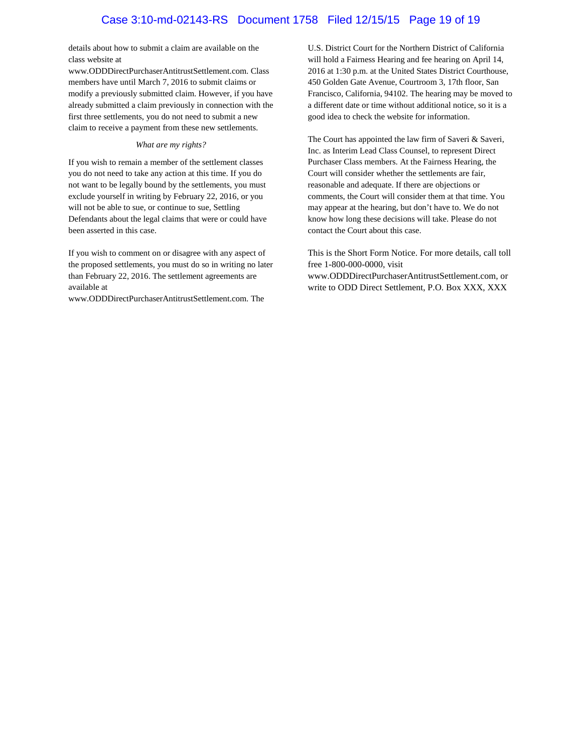details about how to submit a claim are available on the class website at www.ODDDirectPurchaserAntitrustSettlement.com. Class members have until March 7, 2016 to submit claims or modify a previously submitted claim. However, if you have already submitted a claim previously in connection with the first three settlements, you do not need to submit a new claim to receive a payment from these new settlements.

*What are my rights?*

If you wish to remain a member of the settlement classes you do not need to take any action at this time. If you do not want to be legally bound by the settlements, you must exclude yourself in writing by February 22, 2016, or you will not be able to sue, or continue to sue, Settling Defendants about the legal claims that were or could have been asserted in this case.

If you wish to comment on or disagree with any aspect of the proposed settlements, you must do so in writing no later than February 22, 2016. The settlement agreements are available at www.ODDDirectPurchaserAntitrustSettlement.com. The U.S. District Court for the Northern District of California will hold a Fairness Hearing and fee hearing on April 14, 2016 at 1:30 p.m. at the United States District Courthouse, 450 Golden Gate Avenue, Courtroom 3, 17th floor, San Francisco, California, 94102. The hearing may be moved to a different date or time without additional notice, so it is a good idea to check the website for information.

The Court has appointed the law firm of Saveri & Saveri, Inc. as Interim Lead Class Counsel, to represent Direct Purchaser Class members. At the Fairness Hearing, the Court will consider whether the settlements are fair, reasonable and adequate. If there are objections or comments, the Court will consider them at that time. You may appear at the hearing, but don't have to. We do not know how long these decisions will take. Please do not contact the Court about this case.

This is the Short Form Notice. For more details, call toll free 1-800-000-0000, visit www.ODDDirectPurchaserAntitrustSettlement.com, or write to ODD Direct Settlement, P.O. Box XXX, XXX